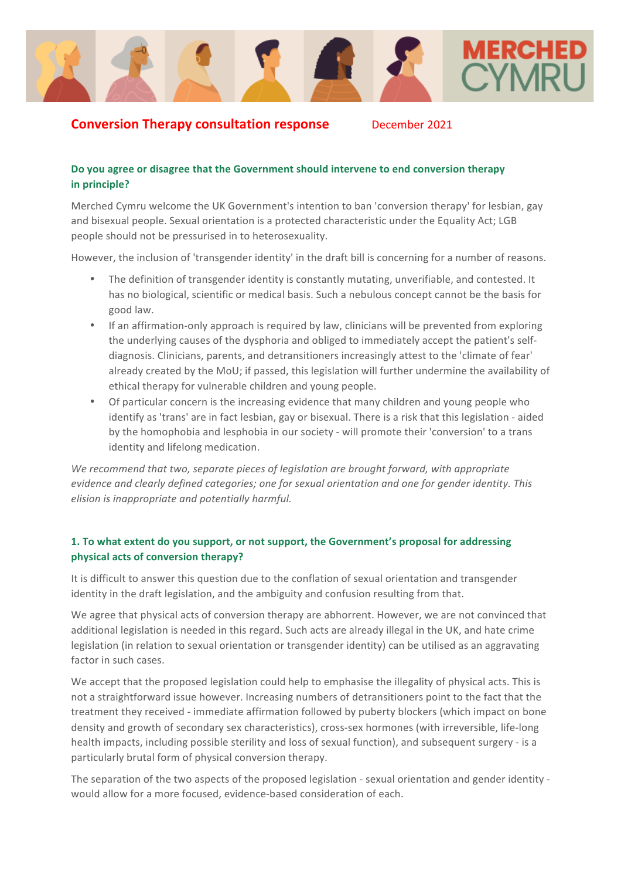# Conversion Therapy consultation response

December 2021

### Do you agree or disagree that the Government should intervene to end conversion therapy in principle?

Merched Cymru welcome the UK Government's intention to ban 'conversion therapy' for lesbian, gay and bisexual people. Sexual orientation is a protected characteristic under the Equality Act; LGB people should not be pressurised in to heterosexuality.

However, the inclusion of 'transgender identity' in the draft bill is concerning for a number of reasons.

- The definition of transgender identity is constantly mutating, unverifiable, and contested. It has no biological, scientific or medical basis. Such a nebulous concept cannot be the basis for good law.
- If an affirmation-only approach is required by law, clinicians will be prevented from exploring the underlying causes of the dysphoria and obliged to immediately accept the patient's self-diagnosis. Clinicians, parents, and detransitioners increasingly attest to the 'climate of fear' already created by the MoU; if passed, this legislation will further undermine the availability of ethical therapy for vulnerable children and young people.
- Of particular concern is the increasing evidence that many children and young people who identify as 'trans' are in fact lesbian, gay or bisexual. There is a risk that this legislation - aided by the homophobia and lesphobia in our society - will promote their 'conversion' to a trans identity and lifelong medication.

*We recommend that two, separate pieces of legislation are brought forward, with appropriate evidence and clearly defined categories; one for sexual orientation and one for gender identity. This elision is inappropriate and potentially harmful.*

### 1. To what extent do you support, or not support, the Government's proposal for addressing physical acts of conversion therapy?

It is difficult to answer this question due to the conflation of sexual orientation and transgender identity in the draft legislation, and the ambiguity and confusion resulting from that.

We agree that physical acts of conversion therapy are abhorrent. However, we are not convinced that additional legislation is needed in this regard. Such acts are already illegal in the UK, and hate crime legislation (in relation to sexual orientation or transgender identity) can be utilised as an aggravating factor in such cases.

We accept that the proposed legislation could help to emphasise the illegality of physical acts. This is not a straightforward issue however. Increasing numbers of detransitioners point to the fact that the treatment they received - immediate affirmation followed by puberty blockers (which impact on bone density and growth of secondary sex characteristics), cross-sex hormones (with irreversible, life-long health impacts, including possible sterility and loss of sexual function), and subsequent surgery - is a particularly brutal form of physical conversion therapy.

The separation of the two aspects of the proposed legislation - sexual orientation and gender identity - would allow for a more focused, evidence-based consideration of each.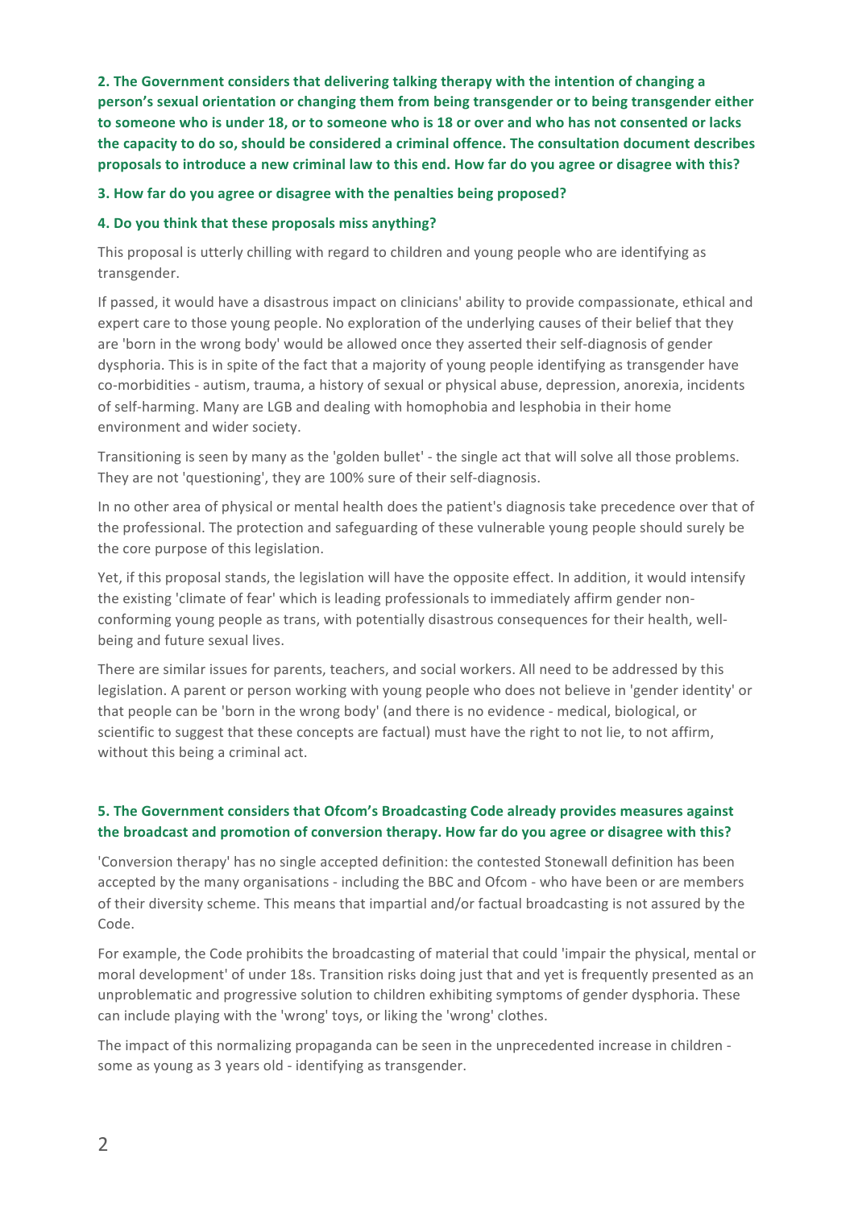**2. The Government considers that delivering talking therapy with the intention of changing a person's sexual orientation or changing them from being transgender or to being transgender either to someone who is under 18, or to someone who is 18 or over and who has not consented or lacks the capacity to do so, should be considered a criminal offence. The consultation document describes proposals to introduce a new criminal law to this end. How far do you agree or disagree with this?**

**3. How far do you agree or disagree with the penalties being proposed?**

**4. Do you think that these proposals miss anything?**

This proposal is utterly chilling with regard to children and young people who are identifying as transgender.

If passed, it would have a disastrous impact on clinicians' ability to provide compassionate, ethical and expert care to those young people. No exploration of the underlying causes of their belief that they are 'born in the wrong body' would be allowed once they asserted their self-diagnosis of gender dysphoria. This is in spite of the fact that a majority of young people identifying as transgender have co-morbidities - autism, trauma, a history of sexual or physical abuse, depression, anorexia, incidents of self-harming. Many are LGB and dealing with homophobia and lesphobia in their home environment and wider society.

Transitioning is seen by many as the 'golden bullet' - the single act that will solve all those problems. They are not 'questioning', they are 100% sure of their self-diagnosis.

In no other area of physical or mental health does the patient's diagnosis take precedence over that of the professional. The protection and safeguarding of these vulnerable young people should surely be the core purpose of this legislation.

Yet, if this proposal stands, the legislation will have the opposite effect. In addition, it would intensify the existing 'climate of fear' which is leading professionals to immediately affirm gender non-conforming young people as trans, with potentially disastrous consequences for their health, well-being and future sexual lives.

There are similar issues for parents, teachers, and social workers. All need to be addressed by this legislation. A parent or person working with young people who does not believe in 'gender identity' or that people can be 'born in the wrong body' (and there is no evidence - medical, biological, or scientific to suggest that these concepts are factual) must have the right to not lie, to not affirm, without this being a criminal act.

**5. The Government considers that Ofcom's Broadcasting Code already provides measures against the broadcast and promotion of conversion therapy. How far do you agree or disagree with this?**

'Conversion therapy' has no single accepted definition: the contested Stonewall definition has been accepted by the many organisations - including the BBC and Ofcom - who have been or are members of their diversity scheme. This means that impartial and/or factual broadcasting is not assured by the Code.

For example, the Code prohibits the broadcasting of material that could 'impair the physical, mental or moral development' of under 18s. Transition risks doing just that and yet is frequently presented as an unproblematic and progressive solution to children exhibiting symptoms of gender dysphoria. These can include playing with the 'wrong' toys, or liking the 'wrong' clothes.

The impact of this normalizing propaganda can be seen in the unprecedented increase in children - some as young as 3 years old - identifying as transgender.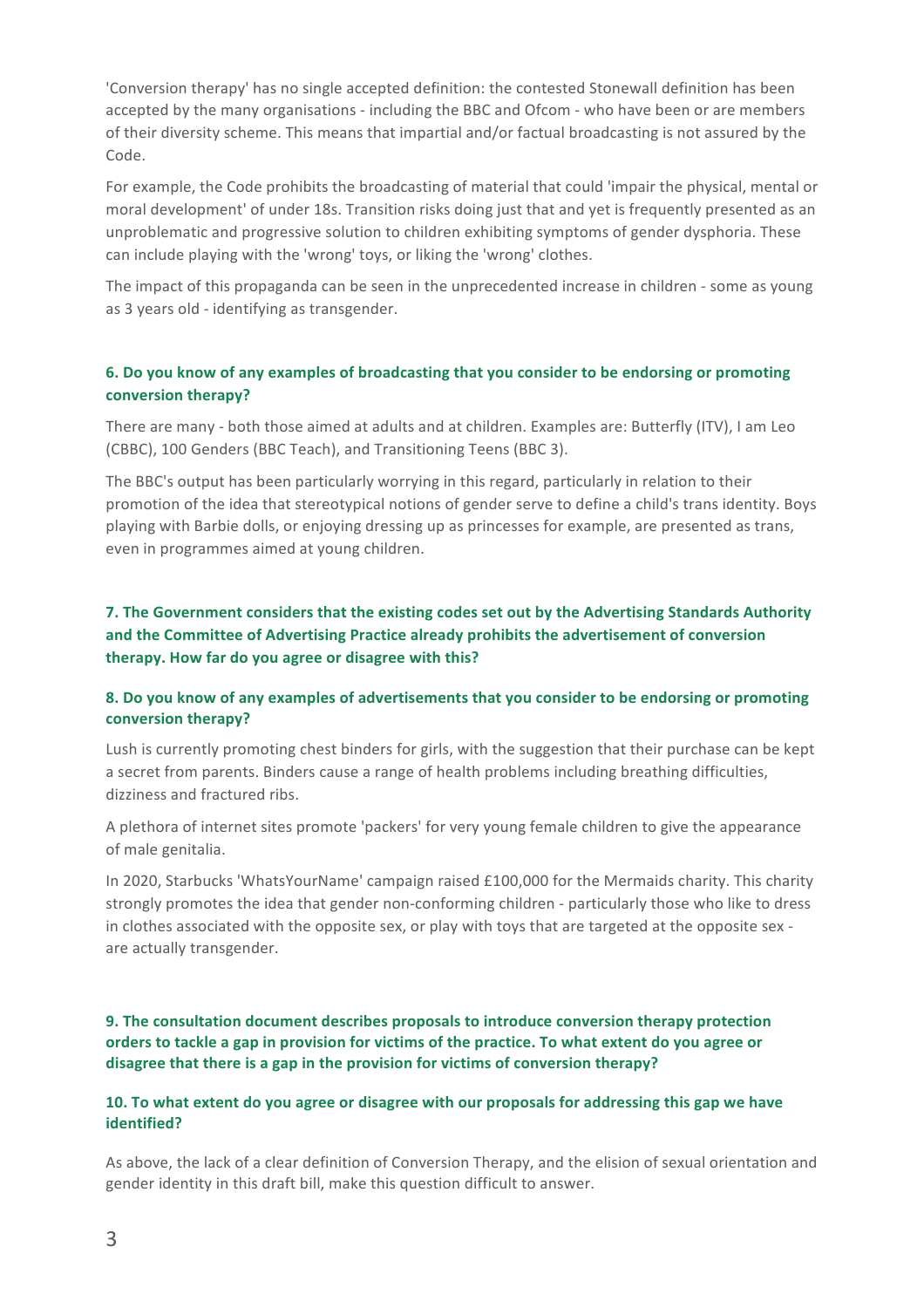'Conversion therapy' has no single accepted definition: the contested Stonewall definition has been accepted by the many organisations - including the BBC and Ofcom - who have been or are members of their diversity scheme. This means that impartial and/or factual broadcasting is not assured by the Code.

For example, the Code prohibits the broadcasting of material that could 'impair the physical, mental or moral development' of under 18s. Transition risks doing just that and yet is frequently presented as an unproblematic and progressive solution to children exhibiting symptoms of gender dysphoria. These can include playing with the 'wrong' toys, or liking the 'wrong' clothes.

The impact of this propaganda can be seen in the unprecedented increase in children - some as young as 3 years old - identifying as transgender.

### 6. Do you know of any examples of broadcasting that you consider to be endorsing or promoting conversion therapy?

There are many - both those aimed at adults and at children. Examples are: Butterfly (ITV), I am Leo (CBBC), 100 Genders (BBC Teach), and Transitioning Teens (BBC 3).

The BBC's output has been particularly worrying in this regard, particularly in relation to their promotion of the idea that stereotypical notions of gender serve to define a child's trans identity. Boys playing with Barbie dolls, or enjoying dressing up as princesses for example, are presented as trans, even in programmes aimed at young children.

### 7. The Government considers that the existing codes set out by the Advertising Standards Authority and the Committee of Advertising Practice already prohibits the advertisement of conversion therapy. How far do you agree or disagree with this?

### 8. Do you know of any examples of advertisements that you consider to be endorsing or promoting conversion therapy?

Lush is currently promoting chest binders for girls, with the suggestion that their purchase can be kept a secret from parents. Binders cause a range of health problems including breathing difficulties, dizziness and fractured ribs.

A plethora of internet sites promote 'packers' for very young female children to give the appearance of male genitalia.

In 2020, Starbucks 'WhatsYourName' campaign raised £100,000 for the Mermaids charity. This charity strongly promotes the idea that gender non-conforming children - particularly those who like to dress in clothes associated with the opposite sex, or play with toys that are targeted at the opposite sex - are actually transgender.

### 9. The consultation document describes proposals to introduce conversion therapy protection orders to tackle a gap in provision for victims of the practice. To what extent do you agree or disagree that there is a gap in the provision for victims of conversion therapy?

### 10. To what extent do you agree or disagree with our proposals for addressing this gap we have identified?

As above, the lack of a clear definition of Conversion Therapy, and the elision of sexual orientation and gender identity in this draft bill, make this question difficult to answer.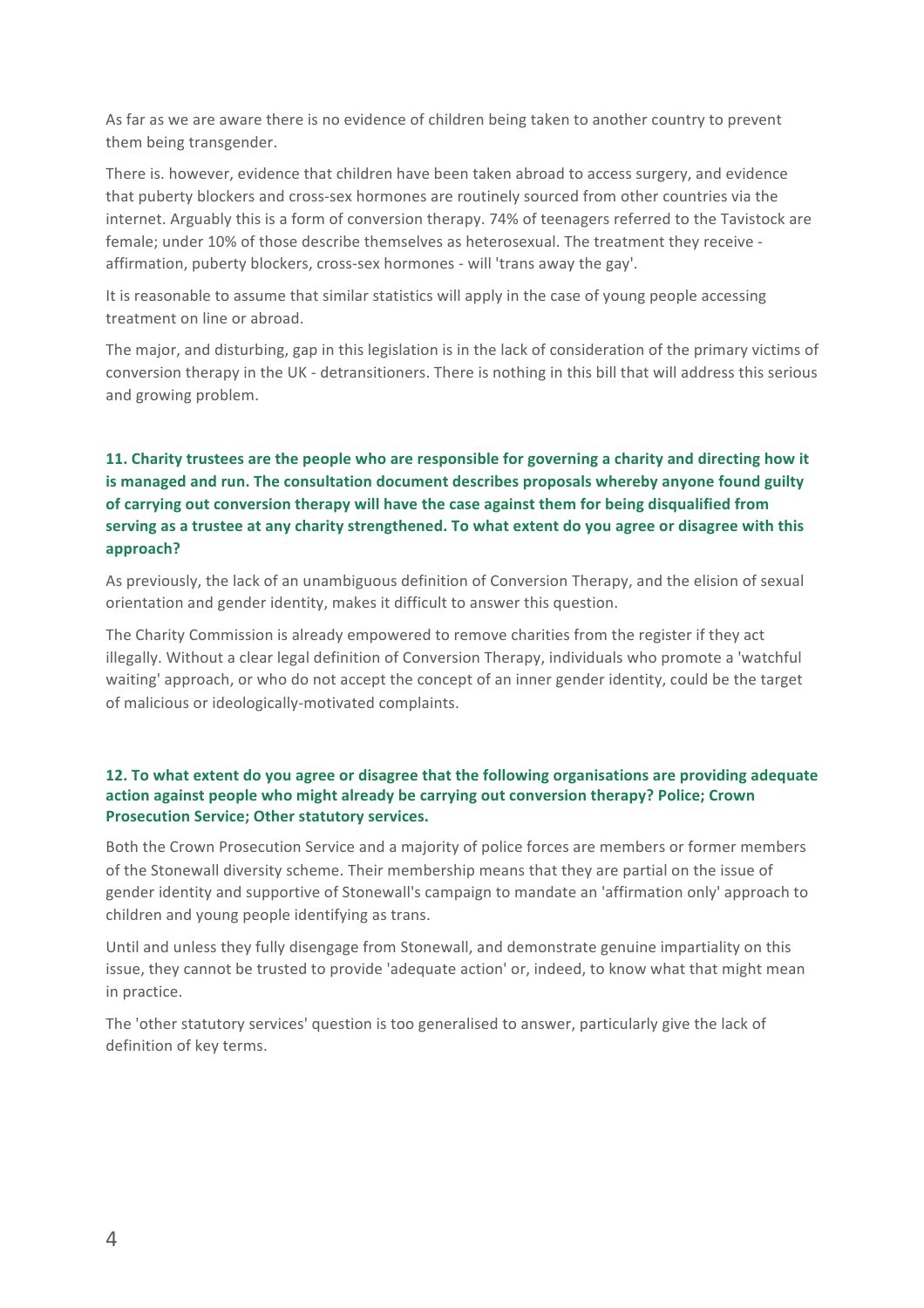As far as we are aware there is no evidence of children being taken to another country to prevent them being transgender.

There is. however, evidence that children have been taken abroad to access surgery, and evidence that puberty blockers and cross-sex hormones are routinely sourced from other countries via the internet. Arguably this is a form of conversion therapy. 74% of teenagers referred to the Tavistock are female; under 10% of those describe themselves as heterosexual. The treatment they receive - affirmation, puberty blockers, cross-sex hormones - will 'trans away the gay'.

It is reasonable to assume that similar statistics will apply in the case of young people accessing treatment on line or abroad.

The major, and disturbing, gap in this legislation is in the lack of consideration of the primary victims of conversion therapy in the UK - detransitioners. There is nothing in this bill that will address this serious and growing problem.

**11. Charity trustees are the people who are responsible for governing a charity and directing how it is managed and run. The consultation document describes proposals whereby anyone found guilty of carrying out conversion therapy will have the case against them for being disqualified from serving as a trustee at any charity strengthened. To what extent do you agree or disagree with this approach?**

As previously, the lack of an unambiguous definition of Conversion Therapy, and the elision of sexual orientation and gender identity, makes it difficult to answer this question.

The Charity Commission is already empowered to remove charities from the register if they act illegally. Without a clear legal definition of Conversion Therapy, individuals who promote a 'watchful waiting' approach, or who do not accept the concept of an inner gender identity, could be the target of malicious or ideologically-motivated complaints.

**12. To what extent do you agree or disagree that the following organisations are providing adequate action against people who might already be carrying out conversion therapy? Police; Crown Prosecution Service; Other statutory services.**

Both the Crown Prosecution Service and a majority of police forces are members or former members of the Stonewall diversity scheme. Their membership means that they are partial on the issue of gender identity and supportive of Stonewall's campaign to mandate an 'affirmation only' approach to children and young people identifying as trans.

Until and unless they fully disengage from Stonewall, and demonstrate genuine impartiality on this issue, they cannot be trusted to provide 'adequate action' or, indeed, to know what that might mean in practice.

The 'other statutory services' question is too generalised to answer, particularly give the lack of definition of key terms.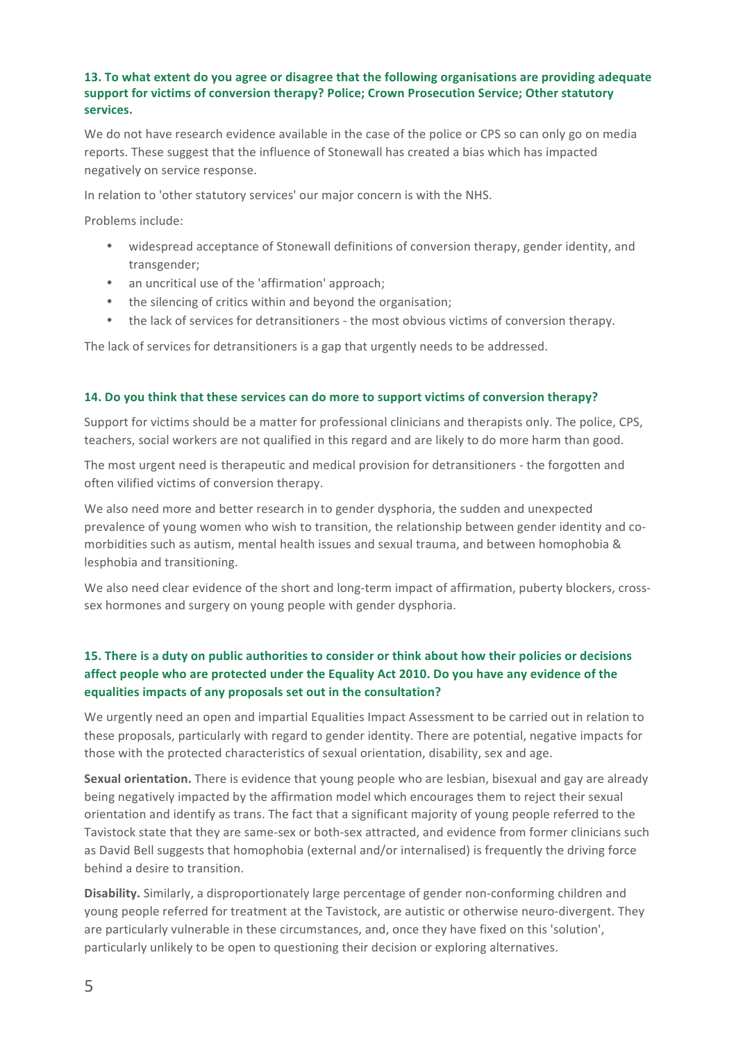**13. To what extent do you agree or disagree that the following organisations are providing adequate support for victims of conversion therapy? Police; Crown Prosecution Service; Other statutory services.**

We do not have research evidence available in the case of the police or CPS so can only go on media reports. These suggest that the influence of Stonewall has created a bias which has impacted negatively on service response.

In relation to 'other statutory services' our major concern is with the NHS.

Problems include:

- widespread acceptance of Stonewall definitions of conversion therapy, gender identity, and transgender;
- an uncritical use of the 'affirmation' approach;
- the silencing of critics within and beyond the organisation;
- the lack of services for detransitioners - the most obvious victims of conversion therapy.

The lack of services for detransitioners is a gap that urgently needs to be addressed.

**14. Do you think that these services can do more to support victims of conversion therapy?**

Support for victims should be a matter for professional clinicians and therapists only. The police, CPS, teachers, social workers are not qualified in this regard and are likely to do more harm than good.

The most urgent need is therapeutic and medical provision for detransitioners - the forgotten and often vilified victims of conversion therapy.

We also need more and better research in to gender dysphoria, the sudden and unexpected prevalence of young women who wish to transition, the relationship between gender identity and co-morbidities such as autism, mental health issues and sexual trauma, and between homophobia & lesphobia and transitioning.

We also need clear evidence of the short and long-term impact of affirmation, puberty blockers, cross-sex hormones and surgery on young people with gender dysphoria.

**15. There is a duty on public authorities to consider or think about how their policies or decisions affect people who are protected under the Equality Act 2010. Do you have any evidence of the equalities impacts of any proposals set out in the consultation?**

We urgently need an open and impartial Equalities Impact Assessment to be carried out in relation to these proposals, particularly with regard to gender identity. There are potential, negative impacts for those with the protected characteristics of sexual orientation, disability, sex and age.

**Sexual orientation.** There is evidence that young people who are lesbian, bisexual and gay are already being negatively impacted by the affirmation model which encourages them to reject their sexual orientation and identify as trans. The fact that a significant majority of young people referred to the Tavistock state that they are same-sex or both-sex attracted, and evidence from former clinicians such as David Bell suggests that homophobia (external and/or internalised) is frequently the driving force behind a desire to transition.

**Disability.** Similarly, a disproportionately large percentage of gender non-conforming children and young people referred for treatment at the Tavistock, are autistic or otherwise neuro-divergent. They are particularly vulnerable in these circumstances, and, once they have fixed on this 'solution', particularly unlikely to be open to questioning their decision or exploring alternatives.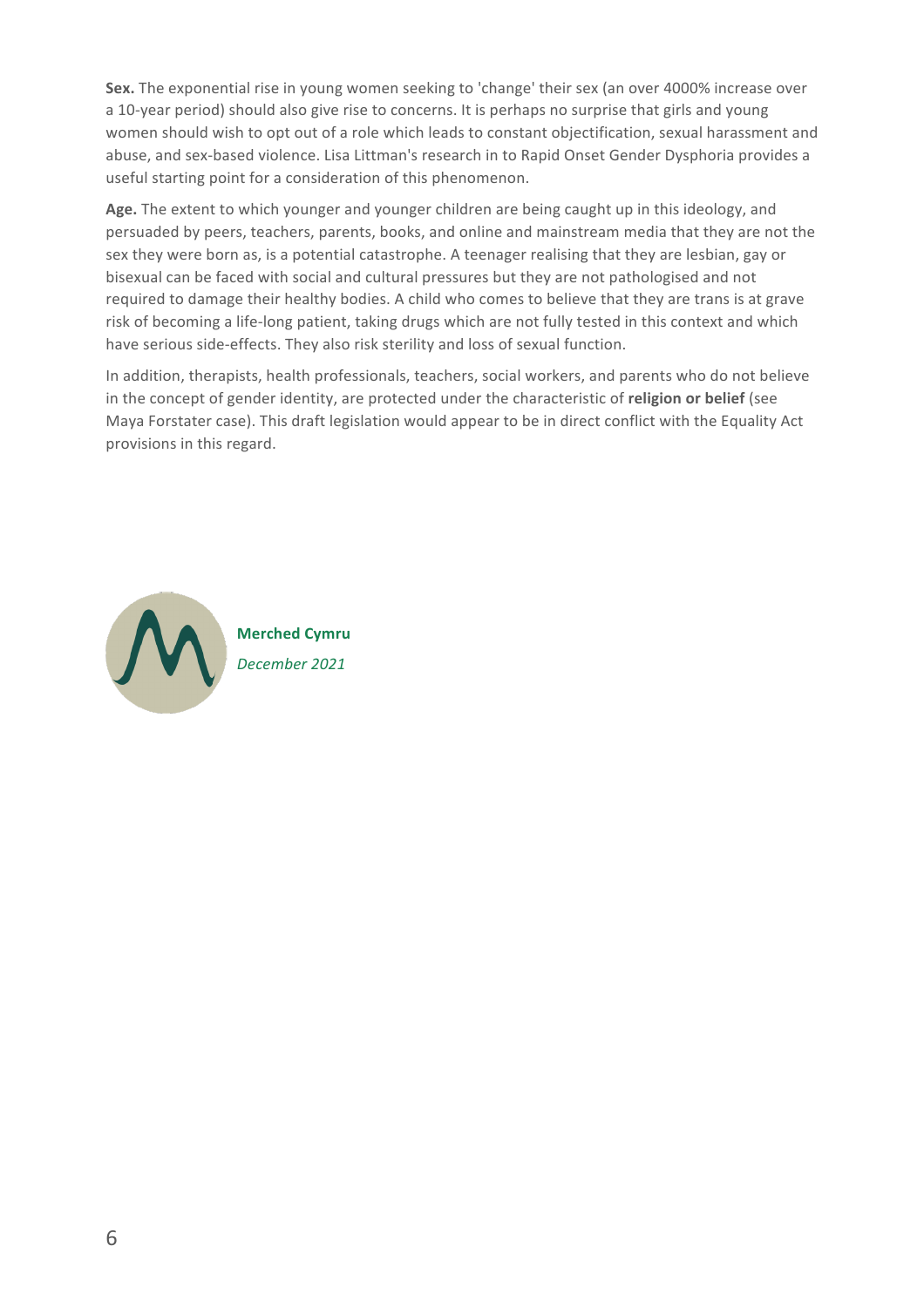**Sex.** The exponential rise in young women seeking to 'change' their sex (an over 4000% increase over a 10-year period) should also give rise to concerns. It is perhaps no surprise that girls and young women should wish to opt out of a role which leads to constant objectification, sexual harassment and abuse, and sex-based violence. Lisa Littman's research in to Rapid Onset Gender Dysphoria provides a useful starting point for a consideration of this phenomenon.

**Age.** The extent to which younger and younger children are being caught up in this ideology, and persuaded by peers, teachers, parents, books, and online and mainstream media that they are not the sex they were born as, is a potential catastrophe. A teenager realising that they are lesbian, gay or bisexual can be faced with social and cultural pressures but they are not pathologised and not required to damage their healthy bodies. A child who comes to believe that they are trans is at grave risk of becoming a life-long patient, taking drugs which are not fully tested in this context and which have serious side-effects. They also risk sterility and loss of sexual function.

In addition, therapists, health professionals, teachers, social workers, and parents who do not believe in the concept of gender identity, are protected under the characteristic of **religion or belief** (see Maya Forstater case). This draft legislation would appear to be in direct conflict with the Equality Act provisions in this regard.

**Merched Cymru**

*December 2021*